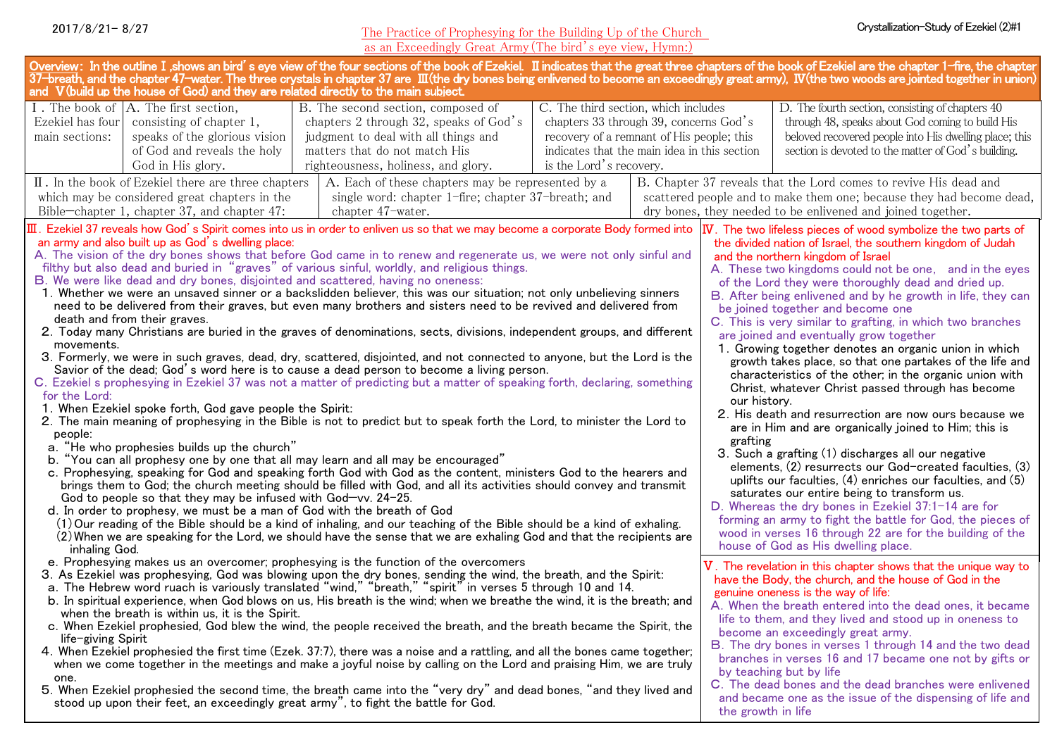2017/8/21- 8/27

# The Practice of Prophesying for the Building Up of the Church as an Exceedingly Great Army (The bird's eye view, Hymn:)

Crystallization-Study of Ezekiel (2)#1

**Overview: In the outline I, shows an bird's eye view of the four sections of the book of Ezekiel. II indicates that the great three chapters of the book of Ezekiel are the chapter 1-fire, the chapter 37-breath, and the chapter 47-water. The three crystals in chapter 37 are III(the dry bones being enlivened to become an exceedingly great army), IV(the two woods are jointed together in union) and V(build up the house of God) and they are related directly to the main subject.**

| I. The book of Ezekiel has four main sections: | A. The first section, consisting of chapter 1, speaks of the glorious vision of God and reveals the holy God in His glory. | B. The second section, composed of chapters 2 through 32, speaks of God's judgment to deal with all things and matters that do not match His righteousness, holiness, and glory. | C. The third section, which includes chapters 33 through 39, concerns God's recovery of a remnant of His people; this indicates that the main idea in this section is the Lord's recovery. | D. The fourth section, consisting of chapters 40 through 48, speaks about God coming to build His beloved recovered people into His dwelling place; this section is devoted to the matter of God's building. |
|---|---|---|---|---|

| II. In the book of Ezekiel there are three chapters which may be considered great chapters in the Bible—chapter 1, chapter 37, and chapter 47: | A. Each of these chapters may be represented by a single word: chapter 1-fire; chapter 37-breath; and chapter 47-water. | B. Chapter 37 reveals that the Lord comes to revive His dead and scattered people and to make them one; because they had become dead, dry bones, they needed to be enlivened and joined together. |
|---|---|---|

III. Ezekiel 37 reveals how God's Spirit comes into us in order to enliven us so that we may become a corporate Body formed into an army and also built up as God's dwelling place:

A. The vision of the dry bones shows that before God came in to renew and regenerate us, we were not only sinful and filthy but also dead and buried in "graves" of various sinful, worldly, and religious things.

B. We were like dead and dry bones, disjointed and scattered, having no oneness:

1. Whether we were an unsaved sinner or a backslidden believer, this was our situation; not only unbelieving sinners need to be delivered from their graves, but even many brothers and sisters need to be revived and delivered from death and from their graves.
2. Today many Christians are buried in the graves of denominations, sects, divisions, independent groups, and different movements.
3. Formerly, we were in such graves, dead, dry, scattered, disjointed, and not connected to anyone, but the Lord is the Savior of the dead; God's word here is to cause a dead person to become a living person.

C. Ezekiel s prophesying in Ezekiel 37 was not a matter of predicting but a matter of speaking forth, declaring, something for the Lord:

1. When Ezekiel spoke forth, God gave people the Spirit:
2. The main meaning of prophesying in the Bible is not to predict but to speak forth the Lord, to minister the Lord to people:
   a. "He who prophesies builds up the church"
   b. "You can all prophesy one by one that all may learn and all may be encouraged"
   c. Prophesying, speaking for God and speaking forth God with God as the content, ministers God to the hearers and brings them to God; the church meeting should be filled with God, and all its activities should convey and transmit God to people so that they may be infused with God—vv. 24-25.
   d. In order to prophesy, we must be a man of God with the breath of God
      (1) Our reading of the Bible should be a kind of inhaling, and our teaching of the Bible should be a kind of exhaling.
      (2) When we are speaking for the Lord, we should have the sense that we are exhaling God and that the recipients are inhaling God.
   e. Prophesying makes us an overcomer; prophesying is the function of the overcomers
3. As Ezekiel was prophesying, God was blowing upon the dry bones, sending the wind, the breath, and the Spirit:
   a. The Hebrew word ruach is variously translated "wind," "breath," "spirit" in verses 5 through 10 and 14.
   b. In spiritual experience, when God blows on us, His breath is the wind; when we breathe the wind, it is the breath; and when the breath is within us, it is the Spirit.
   c. When Ezekiel prophesied, God blew the wind, the people received the breath, and the breath became the Spirit, the life-giving Spirit
4. When Ezekiel prophesied the first time (Ezek. 37:7), there was a noise and a rattling, and all the bones came together; when we come together in the meetings and make a joyful noise by calling on the Lord and praising Him, we are truly one.
5. When Ezekiel prophesied the second time, the breath came into the "very dry" and dead bones, "and they lived and stood up upon their feet, an exceedingly great army", to fight the battle for God.

IV. The two lifeless pieces of wood symbolize the two parts of the divided nation of Israel, the southern kingdom of Judah and the northern kingdom of Israel

A. These two kingdoms could not be one, and in the eyes of the Lord they were thoroughly dead and dried up.

B. After being enlivened and by he growth in life, they can be joined together and become one

C. This is very similar to grafting, in which two branches are joined and eventually grow together

1. Growing together denotes an organic union in which growth takes place, so that one partakes of the life and characteristics of the other; in the organic union with Christ, whatever Christ passed through has become our history.
2. His death and resurrection are now ours because we are in Him and are organically joined to Him; this is grafting
3. Such a grafting (1) discharges all our negative elements, (2) resurrects our God-created faculties, (3) uplifts our faculties, (4) enriches our faculties, and (5) saturates our entire being to transform us.

D. Whereas the dry bones in Ezekiel 37:1-14 are for forming an army to fight the battle for God, the pieces of wood in verses 16 through 22 are for the building of the house of God as His dwelling place.

V. The revelation in this chapter shows that the unique way to have the Body, the church, and the house of God in the genuine oneness is the way of life:

A. When the breath entered into the dead ones, it became life to them, and they lived and stood up in oneness to become an exceedingly great army.

B. The dry bones in verses 1 through 14 and the two dead branches in verses 16 and 17 became one not by gifts or by teaching but by life

C. The dead bones and the dead branches were enlivened and became one as the issue of the dispensing of life and the growth in life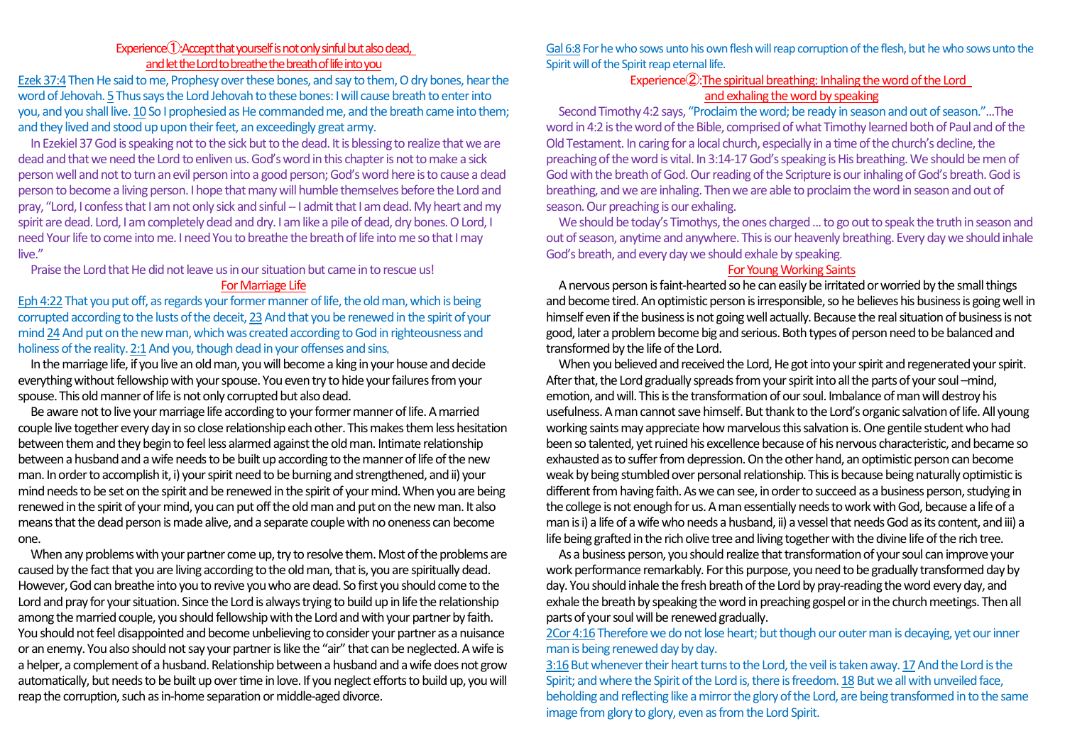## Experience①: Accept that yourself is not only sinful but also dead, and let the Lord to breathe the breath of life into you

Ezek 37:4 Then He said to me, Prophesy over these bones, and say to them, O dry bones, hear the word of Jehovah. 5 Thus says the Lord Jehovah to these bones: I will cause breath to enter into you, and you shall live. 10 So I prophesied as He commanded me, and the breath came into them; and they lived and stood up upon their feet, an exceedingly great army.

In Ezekiel 37 God is speaking not to the sick but to the dead. It is blessing to realize that we are dead and that we need the Lord to enliven us. God's word in this chapter is not to make a sick person well and not to turn an evil person into a good person; God's word here is to cause a dead person to become a living person. I hope that many will humble themselves before the Lord and pray, "Lord, I confess that I am not only sick and sinful -- I admit that I am dead. My heart and my spirit are dead. Lord, I am completely dead and dry. I am like a pile of dead, dry bones. O Lord, I need Your life to come into me. I need You to breathe the breath of life into me so that I may live."

Praise the Lord that He did not leave us in our situation but came in to rescue us!

### For Marriage Life

Eph 4:22 That you put off, as regards your former manner of life, the old man, which is being corrupted according to the lusts of the deceit, 23 And that you be renewed in the spirit of your mind 24 And put on the new man, which was created according to God in righteousness and holiness of the reality. 2:1 And you, though dead in your offenses and sins,

In the marriage life, if you live an old man, you will become a king in your house and decide everything without fellowship with your spouse. You even try to hide your failures from your spouse. This old manner of life is not only corrupted but also dead.

Be aware not to live your marriage life according to your former manner of life. A married couple live together every day in so close relationship each other. This makes them less hesitation between them and they begin to feel less alarmed against the old man. Intimate relationship between a husband and a wife needs to be built up according to the manner of life of the new man. In order to accomplish it, i) your spirit need to be burning and strengthened, and ii) your mind needs to be set on the spirit and be renewed in the spirit of your mind. When you are being renewed in the spirit of your mind, you can put off the old man and put on the new man. It also means that the dead person is made alive, and a separate couple with no oneness can become one.

When any problems with your partner come up, try to resolve them. Most of the problems are caused by the fact that you are living according to the old man, that is, you are spiritually dead. However, God can breathe into you to revive you who are dead. So first you should come to the Lord and pray for your situation. Since the Lord is always trying to build up in life the relationship among the married couple, you should fellowship with the Lord and with your partner by faith. You should not feel disappointed and become unbelieving to consider your partner as a nuisance or an enemy. You also should not say your partner is like the "air" that can be neglected. A wife is a helper, a complement of a husband. Relationship between a husband and a wife does not grow automatically, but needs to be built up over time in love. If you neglect efforts to build up, you will reap the corruption, such as in-home separation or middle-aged divorce.

Gal 6:8 For he who sows unto his own flesh will reap corruption of the flesh, but he who sows unto the Spirit will of the Spirit reap eternal life.

## Experience②: The spiritual breathing: Inhaling the word of the Lord and exhaling the word by speaking

Second Timothy 4:2 says, "Proclaim the word; be ready in season and out of season."...The word in 4:2 is the word of the Bible, comprised of what Timothy learned both of Paul and of the Old Testament. In caring for a local church, especially in a time of the church's decline, the preaching of the word is vital. In 3:14-17 God's speaking is His breathing. We should be men of God with the breath of God. Our reading of the Scripture is our inhaling of God's breath. God is breathing, and we are inhaling. Then we are able to proclaim the word in season and out of season. Our preaching is our exhaling.

We should be today's Timothys, the ones charged ... to go out to speak the truth in season and out of season, anytime and anywhere. This is our heavenly breathing. Every day we should inhale God's breath, and every day we should exhale by speaking.

### For Young Working Saints

A nervous person is faint-hearted so he can easily be irritated or worried by the small things and become tired. An optimistic person is irresponsible, so he believes his business is going well in himself even if the business is not going well actually. Because the real situation of business is not good, later a problem become big and serious. Both types of person need to be balanced and transformed by the life of the Lord.

When you believed and received the Lord, He got into your spirit and regenerated your spirit. After that, the Lord gradually spreads from your spirit into all the parts of your soul –mind, emotion, and will. This is the transformation of our soul. Imbalance of man will destroy his usefulness. A man cannot save himself. But thank to the Lord's organic salvation of life. All young working saints may appreciate how marvelous this salvation is. One gentile student who had been so talented, yet ruined his excellence because of his nervous characteristic, and became so exhausted as to suffer from depression. On the other hand, an optimistic person can become weak by being stumbled over personal relationship. This is because being naturally optimistic is different from having faith. As we can see, in order to succeed as a business person, studying in the college is not enough for us. A man essentially needs to work with God, because a life of a man is i) a life of a wife who needs a husband, ii) a vessel that needs God as its content, and iii) a life being grafted in the rich olive tree and living together with the divine life of the rich tree.

As a business person, you should realize that transformation of your soul can improve your work performance remarkably. For this purpose, you need to be gradually transformed day by day. You should inhale the fresh breath of the Lord by pray-reading the word every day, and exhale the breath by speaking the word in preaching gospel or in the church meetings. Then all parts of your soul will be renewed gradually.

2Cor 4:16 Therefore we do not lose heart; but though our outer man is decaying, yet our inner man is being renewed day by day.

3:16 But whenever their heart turns to the Lord, the veil is taken away. 17 And the Lord is the Spirit; and where the Spirit of the Lord is, there is freedom. 18 But we all with unveiled face, beholding and reflecting like a mirror the glory of the Lord, are being transformed in to the same image from glory to glory, even as from the Lord Spirit.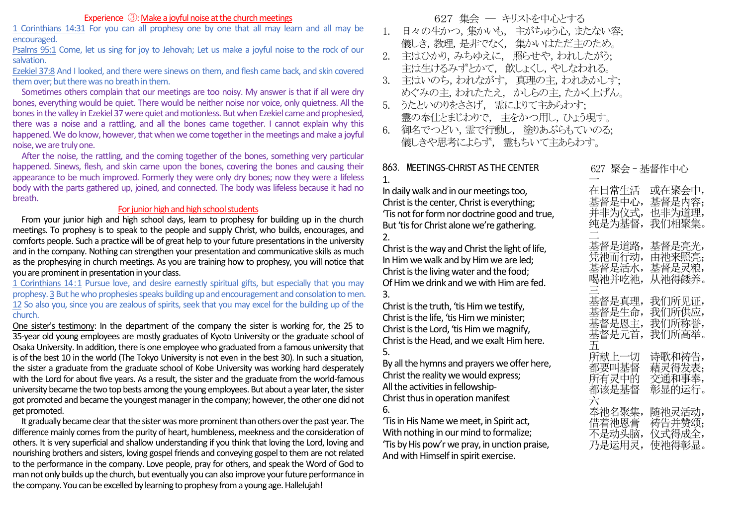## Experience ③: Make a joyful noise at the church meetings

1 Corinthians 14:31 For you can all prophesy one by one that all may learn and all may be encouraged.

Psalms 95:1 Come, let us sing for joy to Jehovah; Let us make a joyful noise to the rock of our salvation.

Ezekiel 37:8 And I looked, and there were sinews on them, and flesh came back, and skin covered them over; but there was no breath in them.

Sometimes others complain that our meetings are too noisy. My answer is that if all were dry bones, everything would be quiet. There would be neither noise nor voice, only quietness. All the bones in the valley in Ezekiel 37 were quiet and motionless. But when Ezekiel came and prophesied, there was a noise and a rattling, and all the bones came together. I cannot explain why this happened. We do know, however, that when we come together in the meetings and make a joyful noise, we are truly one.

After the noise, the rattling, and the coming together of the bones, something very particular happened. Sinews, flesh, and skin came upon the bones, covering the bones and causing their appearance to be much improved. Formerly they were only dry bones; now they were a lifeless body with the parts gathered up, joined, and connected. The body was lifeless because it had no breath.

### For junior high and high school students

From your junior high and high school days, learn to prophesy for building up in the church meetings. To prophesy is to speak to the people and supply Christ, who builds, encourages, and comforts people. Such a practice will be of great help to your future presentations in the university and in the company. Nothing can strengthen your presentation and communicative skills as much as the prophesying in church meetings. As you are training how to prophesy, you will notice that you are prominent in presentation in your class.

1 Corinthians 14:1 Pursue love, and desire earnestly spiritual gifts, but especially that you may prophesy. 3 But he who prophesies speaks building up and encouragement and consolation to men. 12 So also you, since you are zealous of spirits, seek that you may excel for the building up of the church.

One sister's testimony: In the department of the company the sister is working for, the 25 to 35-year old young employees are mostly graduates of Kyoto University or the graduate school of Osaka University. In addition, there is one employee who graduated from a famous university that is of the best 10 in the world (The Tokyo University is not even in the best 30). In such a situation, the sister a graduate from the graduate school of Kobe University was working hard desperately with the Lord for about five years. As a result, the sister and the graduate from the world-famous university became the two top bests among the young employees. But about a year later, the sister got promoted and became the youngest manager in the company; however, the other one did not get promoted.

It gradually became clear that the sister was more prominent than others over the past year. The difference mainly comes from the purity of heart, humbleness, meekness and the consideration of others. It is very superficial and shallow understanding if you think that loving the Lord, loving and nourishing brothers and sisters, loving gospel friends and conveying gospel to them are not related to the performance in the company. Love people, pray for others, and speak the Word of God to man not only builds up the church, but eventually you can also improve your future performance in the company. You can be excelled by learning to prophesy from a young age. Hallelujah!

## 627 集会 — キリストを中心とする

1. 日々の生かつ, 集かいも, 主がちゅう心, またない容;
   儀しき, 教理, 是非でなく, 集かいはただ主のため。
2. 主はひかり, みちゆえに, 照らせや, われしたがう;
   主は生けるみずとかて, 飲しょくし, やしなわれる。
3. 主はいのち, われながす, 真理の主, われあかしす;
   めぐみの主, われたたえ, かしらの主, たかく上げん。
5. うたといのりをささげ, 霊によりて主あらわす;
   霊の奉仕とまじわりで, 主をかつ用し, ひょう現す。
6. 御名でつどい, 霊で行動し, 塗りあぶらもていのる;
   儀しきや思考によらず, 霊もちいて主あらわす。

## 863. MEETINGS-CHRIST AS THE CENTER

1.
In daily walk and in our meetings too,
Christ is the center, Christ is everything;
'Tis not for form nor doctrine good and true,
But 'tis for Christ alone we're gathering.

2.
Christ is the way and Christ the light of life,
In Him we walk and by Him we are led;
Christ is the living water and the food;
Of Him we drink and we with Him are fed.

3.
Christ is the truth, 'tis Him we testify,
Christ is the life, 'tis Him we minister;
Christ is the Lord, 'tis Him we magnify,
Christ is the Head, and we exalt Him here.

5.
By all the hymns and prayers we offer here,
Christ the reality we would express;
All the activities in fellowship-
Christ thus in operation manifest

6.
'Tis in His Name we meet, in Spirit act,
With nothing in our mind to formalize;
'Tis by His pow'r we pray, in unction praise,
And with Himself in spirit exercise.

## 627 聚会－基督作中心

一
在日常生活　或在聚会中，
基督是中心，基督是内容；
并非为仪式，也非为道理，
纯是为基督，我们相聚集。

二
基督是道路，基督是亮光，
凭祂而行动，由祂来照亮；
基督是活水，基督是灵粮，
喝祂并吃祂，从祂得餧养。

三
基督是真理，我们所见证，
基督是生命，我们所供应，
基督是恩主，我们所称誉，
基督是元首，我们所高举。

五
所献上一切　诗歌和祷告，
都要叫基督　藉灵得发表；
所有灵中的　交通和事奉，
都该是基督　彰显的运行。

六
奉祂名聚集，随祂灵活动，
借着祂恩膏　祷告并赞颂；
不是动头脑，仪式得成全，
乃是运用灵，使祂得彰显。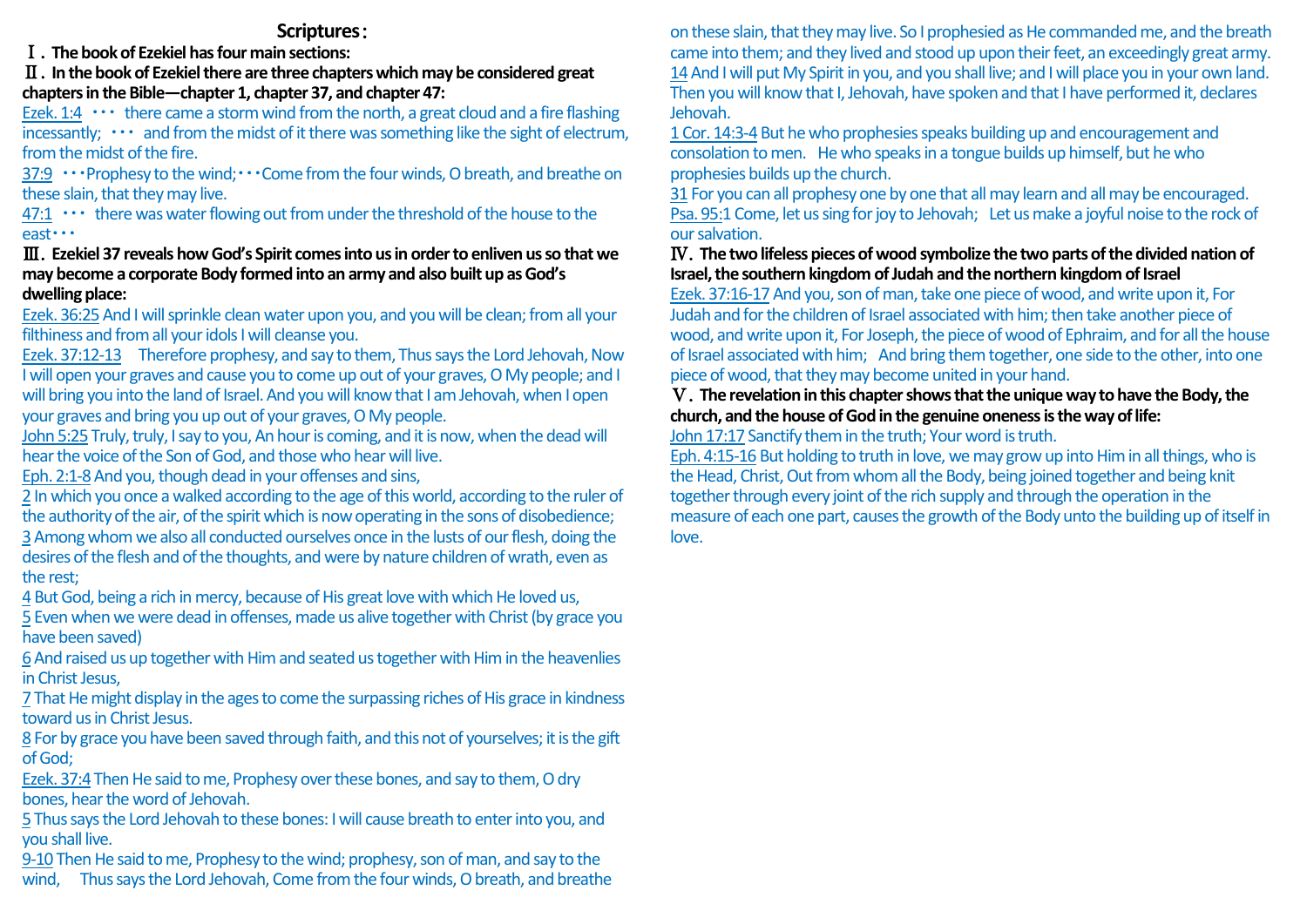## Scriptures：

**Ⅰ. The book of Ezekiel has four main sections:**

**Ⅱ. In the book of Ezekiel there are three chapters which may be considered great chapters in the Bible—chapter 1, chapter 37, and chapter 47:**

Ezek. 1:4 ・・・ there came a storm wind from the north, a great cloud and a fire flashing incessantly; ・・・ and from the midst of it there was something like the sight of electrum, from the midst of the fire.

37:9 ・・・Prophesy to the wind;・・・Come from the four winds, O breath, and breathe on these slain, that they may live.

47:1 ・・・ there was water flowing out from under the threshold of the house to the east・・・

**Ⅲ. Ezekiel 37 reveals how God's Spirit comes into us in order to enliven us so that we may become a corporate Body formed into an army and also built up as God's dwelling place:**

Ezek. 36:25 And I will sprinkle clean water upon you, and you will be clean; from all your filthiness and from all your idols I will cleanse you.

Ezek. 37:12-13 Therefore prophesy, and say to them, Thus says the Lord Jehovah, Now I will open your graves and cause you to come up out of your graves, O My people; and I will bring you into the land of Israel. And you will know that I am Jehovah, when I open your graves and bring you up out of your graves, O My people.

John 5:25 Truly, truly, I say to you, An hour is coming, and it is now, when the dead will hear the voice of the Son of God, and those who hear will live.

Eph. 2:1-8 And you, though dead in your offenses and sins,

2 In which you once a walked according to the age of this world, according to the ruler of the authority of the air, of the spirit which is now operating in the sons of disobedience;

3 Among whom we also all conducted ourselves once in the lusts of our flesh, doing the desires of the flesh and of the thoughts, and were by nature children of wrath, even as the rest;

4 But God, being a rich in mercy, because of His great love with which He loved us,

5 Even when we were dead in offenses, made us alive together with Christ (by grace you have been saved)

6 And raised us up together with Him and seated us together with Him in the heavenlies in Christ Jesus,

7 That He might display in the ages to come the surpassing riches of His grace in kindness toward us in Christ Jesus.

8 For by grace you have been saved through faith, and this not of yourselves; it is the gift of God;

Ezek. 37:4 Then He said to me, Prophesy over these bones, and say to them, O dry bones, hear the word of Jehovah.

5 Thus says the Lord Jehovah to these bones: I will cause breath to enter into you, and you shall live.

9-10 Then He said to me, Prophesy to the wind; prophesy, son of man, and say to the wind, Thus says the Lord Jehovah, Come from the four winds, O breath, and breathe on these slain, that they may live. So I prophesied as He commanded me, and the breath came into them; and they lived and stood up upon their feet, an exceedingly great army.

14 And I will put My Spirit in you, and you shall live; and I will place you in your own land. Then you will know that I, Jehovah, have spoken and that I have performed it, declares Jehovah.

1 Cor. 14:3-4 But he who prophesies speaks building up and encouragement and consolation to men. He who speaks in a tongue builds up himself, but he who prophesies builds up the church.

31 For you can all prophesy one by one that all may learn and all may be encouraged.

Psa. 95:1 Come, let us sing for joy to Jehovah; Let us make a joyful noise to the rock of our salvation.

**Ⅳ. The two lifeless pieces of wood symbolize the two parts of the divided nation of Israel, the southern kingdom of Judah and the northern kingdom of Israel**

Ezek. 37:16-17 And you, son of man, take one piece of wood, and write upon it, For Judah and for the children of Israel associated with him; then take another piece of wood, and write upon it, For Joseph, the piece of wood of Ephraim, and for all the house of Israel associated with him; And bring them together, one side to the other, into one piece of wood, that they may become united in your hand.

**Ⅴ. The revelation in this chapter shows that the unique way to have the Body, the church, and the house of God in the genuine oneness is the way of life:**

John 17:17 Sanctify them in the truth; Your word is truth.

Eph. 4:15-16 But holding to truth in love, we may grow up into Him in all things, who is the Head, Christ, Out from whom all the Body, being joined together and being knit together through every joint of the rich supply and through the operation in the measure of each one part, causes the growth of the Body unto the building up of itself in love.